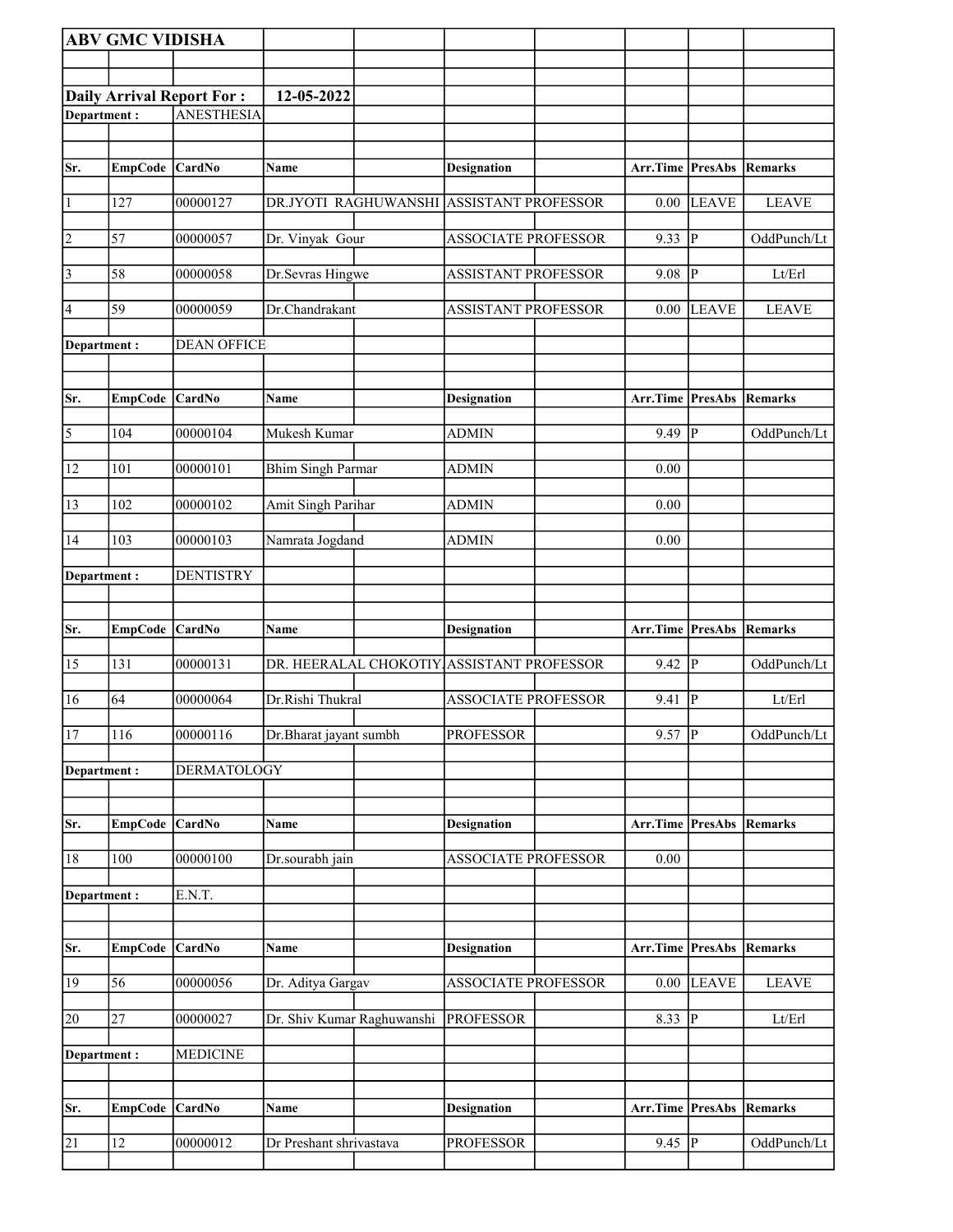**ABV GMC VIDISHA**

**Daily Arrival Report For :** **12-05-2022**

**Department :** ANESTHESIA

| Sr. | EmpCode | CardNo | Name | Designation | Arr.Time | PresAbs | Remarks |
|---|---|---|---|---|---|---|---|
| 1 | 127 | 00000127 | DR.JYOTI RAGHUWANSHI | ASSISTANT PROFESSOR | 0.00 | LEAVE | LEAVE |
| 2 | 57 | 00000057 | Dr. Vinyak Gour | ASSOCIATE PROFESSOR | 9.33 | P | OddPunch/Lt |
| 3 | 58 | 00000058 | Dr.Sevras Hingwe | ASSISTANT PROFESSOR | 9.08 | P | Lt/Erl |
| 4 | 59 | 00000059 | Dr.Chandrakant | ASSISTANT PROFESSOR | 0.00 | LEAVE | LEAVE |

**Department :** DEAN OFFICE

| Sr. | EmpCode | CardNo | Name | Designation | Arr.Time | PresAbs | Remarks |
|---|---|---|---|---|---|---|---|
| 5 | 104 | 00000104 | Mukesh Kumar | ADMIN | 9.49 | P | OddPunch/Lt |
| 12 | 101 | 00000101 | Bhim Singh Parmar | ADMIN | 0.00 | | |
| 13 | 102 | 00000102 | Amit Singh Parihar | ADMIN | 0.00 | | |
| 14 | 103 | 00000103 | Namrata Jogdand | ADMIN | 0.00 | | |

**Department :** DENTISTRY

| Sr. | EmpCode | CardNo | Name | Designation | Arr.Time | PresAbs | Remarks |
|---|---|---|---|---|---|---|---|
| 15 | 131 | 00000131 | DR. HEERALAL CHOKOTIY | ASSISTANT PROFESSOR | 9.42 | P | OddPunch/Lt |
| 16 | 64 | 00000064 | Dr.Rishi Thukral | ASSOCIATE PROFESSOR | 9.41 | P | Lt/Erl |
| 17 | 116 | 00000116 | Dr.Bharat jayant sumbh | PROFESSOR | 9.57 | P | OddPunch/Lt |

**Department :** DERMATOLOGY

| Sr. | EmpCode | CardNo | Name | Designation | Arr.Time | PresAbs | Remarks |
|---|---|---|---|---|---|---|---|
| 18 | 100 | 00000100 | Dr.sourabh jain | ASSOCIATE PROFESSOR | 0.00 | | |

**Department :** E.N.T.

| Sr. | EmpCode | CardNo | Name | Designation | Arr.Time | PresAbs | Remarks |
|---|---|---|---|---|---|---|---|
| 19 | 56 | 00000056 | Dr. Aditya Gargav | ASSOCIATE PROFESSOR | 0.00 | LEAVE | LEAVE |
| 20 | 27 | 00000027 | Dr. Shiv Kumar Raghuwanshi | PROFESSOR | 8.33 | P | Lt/Erl |

**Department :** MEDICINE

| Sr. | EmpCode | CardNo | Name | Designation | Arr.Time | PresAbs | Remarks |
|---|---|---|---|---|---|---|---|
| 21 | 12 | 00000012 | Dr Preshant shrivastava | PROFESSOR | 9.45 | P | OddPunch/Lt |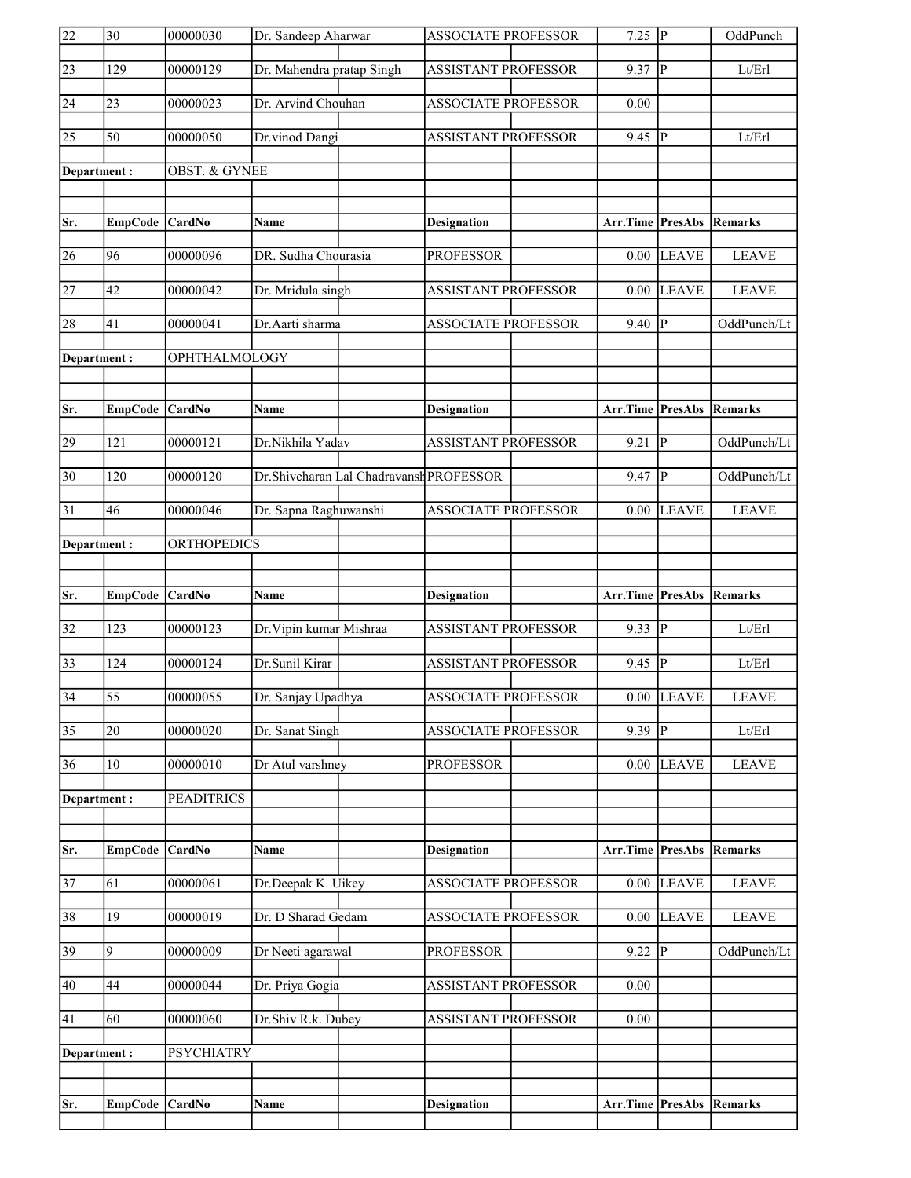| 22 | 30 | 00000030 | Dr. Sandeep Aharwar | ASSOCIATE PROFESSOR | 7.25 | P | OddPunch |
|---|---|---|---|---|---|---|---|
| 23 | 129 | 00000129 | Dr. Mahendra pratap Singh | ASSISTANT PROFESSOR | 9.37 | P | Lt/Erl |
| 24 | 23 | 00000023 | Dr. Arvind Chouhan | ASSOCIATE PROFESSOR | 0.00 | | |
| 25 | 50 | 00000050 | Dr.vinod Dangi | ASSISTANT PROFESSOR | 9.45 | P | Lt/Erl |

**Department :** OBST. & GYNEE

| Sr. | EmpCode | CardNo | Name | Designation | Arr.Time | PresAbs | Remarks |
|---|---|---|---|---|---|---|---|
| 26 | 96 | 00000096 | DR. Sudha Chourasia | PROFESSOR | 0.00 | LEAVE | LEAVE |
| 27 | 42 | 00000042 | Dr. Mridula singh | ASSISTANT PROFESSOR | 0.00 | LEAVE | LEAVE |
| 28 | 41 | 00000041 | Dr.Aarti sharma | ASSOCIATE PROFESSOR | 9.40 | P | OddPunch/Lt |

**Department :** OPHTHALMOLOGY

| Sr. | EmpCode | CardNo | Name | Designation | Arr.Time | PresAbs | Remarks |
|---|---|---|---|---|---|---|---|
| 29 | 121 | 00000121 | Dr.Nikhila Yadav | ASSISTANT PROFESSOR | 9.21 | P | OddPunch/Lt |
| 30 | 120 | 00000120 | Dr.Shivcharan Lal Chadravansh | PROFESSOR | 9.47 | P | OddPunch/Lt |
| 31 | 46 | 00000046 | Dr. Sapna Raghuwanshi | ASSOCIATE PROFESSOR | 0.00 | LEAVE | LEAVE |

**Department :** ORTHOPEDICS

| Sr. | EmpCode | CardNo | Name | Designation | Arr.Time | PresAbs | Remarks |
|---|---|---|---|---|---|---|---|
| 32 | 123 | 00000123 | Dr.Vipin kumar Mishraa | ASSISTANT PROFESSOR | 9.33 | P | Lt/Erl |
| 33 | 124 | 00000124 | Dr.Sunil Kirar | ASSISTANT PROFESSOR | 9.45 | P | Lt/Erl |
| 34 | 55 | 00000055 | Dr. Sanjay Upadhya | ASSOCIATE PROFESSOR | 0.00 | LEAVE | LEAVE |
| 35 | 20 | 00000020 | Dr. Sanat Singh | ASSOCIATE PROFESSOR | 9.39 | P | Lt/Erl |
| 36 | 10 | 00000010 | Dr Atul varshney | PROFESSOR | 0.00 | LEAVE | LEAVE |

**Department :** PEADITRICS

| Sr. | EmpCode | CardNo | Name | Designation | Arr.Time | PresAbs | Remarks |
|---|---|---|---|---|---|---|---|
| 37 | 61 | 00000061 | Dr.Deepak K. Uikey | ASSOCIATE PROFESSOR | 0.00 | LEAVE | LEAVE |
| 38 | 19 | 00000019 | Dr. D Sharad Gedam | ASSOCIATE PROFESSOR | 0.00 | LEAVE | LEAVE |
| 39 | 9 | 00000009 | Dr Neeti agarawal | PROFESSOR | 9.22 | P | OddPunch/Lt |
| 40 | 44 | 00000044 | Dr. Priya Gogia | ASSISTANT PROFESSOR | 0.00 | | |
| 41 | 60 | 00000060 | Dr.Shiv R.k. Dubey | ASSISTANT PROFESSOR | 0.00 | | |

**Department :** PSYCHIATRY

| Sr. | EmpCode | CardNo | Name | Designation | Arr.Time | PresAbs | Remarks |
|---|---|---|---|---|---|---|---|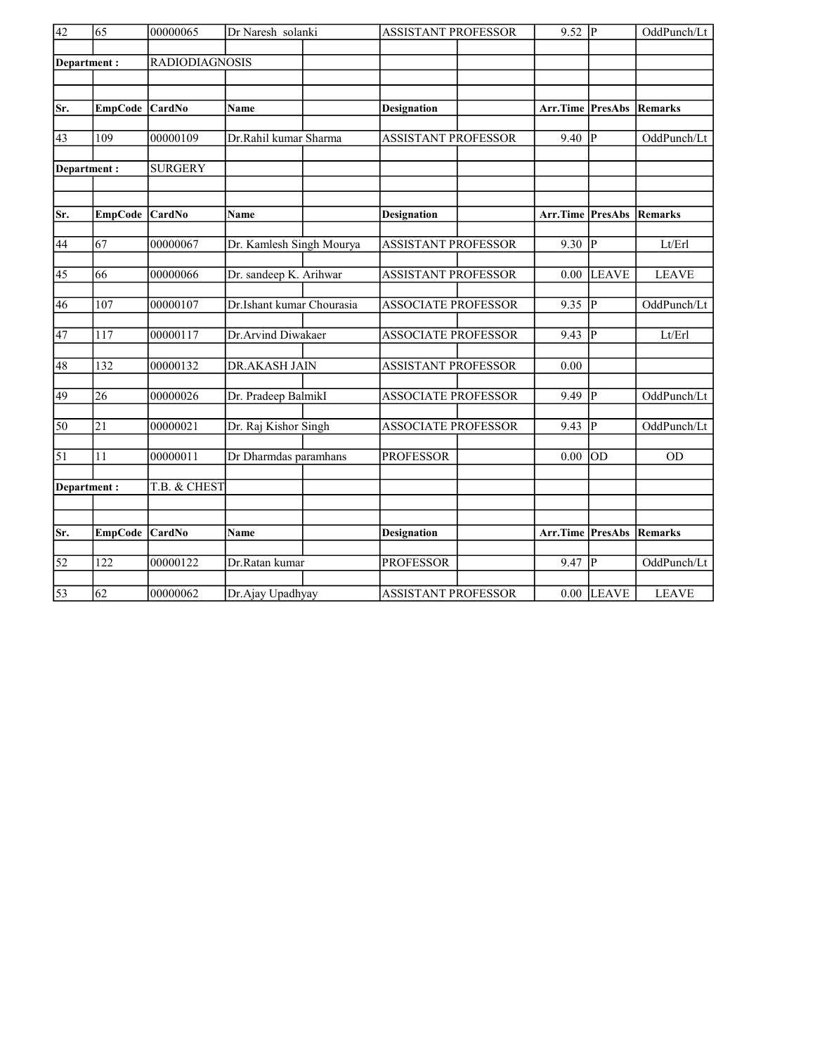| Sr. | EmpCode | CardNo | Name | Designation | Arr.Time | PresAbs | Remarks |
|---|---|---|---|---|---|---|---|
| 42 | 65 | 00000065 | Dr Naresh solanki | ASSISTANT PROFESSOR | 9.52 | P | OddPunch/Lt |
| **Department :** | | RADIODIAGNOSIS | | | | | |
| **Sr.** | **EmpCode** | **CardNo** | **Name** | **Designation** | **Arr.Time** | **PresAbs** | **Remarks** |
| 43 | 109 | 00000109 | Dr.Rahil kumar Sharma | ASSISTANT PROFESSOR | 9.40 | P | OddPunch/Lt |
| **Department :** | | SURGERY | | | | | |
| **Sr.** | **EmpCode** | **CardNo** | **Name** | **Designation** | **Arr.Time** | **PresAbs** | **Remarks** |
| 44 | 67 | 00000067 | Dr. Kamlesh Singh Mourya | ASSISTANT PROFESSOR | 9.30 | P | Lt/Erl |
| 45 | 66 | 00000066 | Dr. sandeep K. Arihwar | ASSISTANT PROFESSOR | 0.00 | LEAVE | LEAVE |
| 46 | 107 | 00000107 | Dr.Ishant kumar Chourasia | ASSOCIATE PROFESSOR | 9.35 | P | OddPunch/Lt |
| 47 | 117 | 00000117 | Dr.Arvind Diwakaer | ASSOCIATE PROFESSOR | 9.43 | P | Lt/Erl |
| 48 | 132 | 00000132 | DR.AKASH JAIN | ASSISTANT PROFESSOR | 0.00 | | |
| 49 | 26 | 00000026 | Dr. Pradeep BalmikI | ASSOCIATE PROFESSOR | 9.49 | P | OddPunch/Lt |
| 50 | 21 | 00000021 | Dr. Raj Kishor Singh | ASSOCIATE PROFESSOR | 9.43 | P | OddPunch/Lt |
| 51 | 11 | 00000011 | Dr Dharmdas paramhans | PROFESSOR | 0.00 | OD | OD |
| **Department :** | | T.B. & CHEST | | | | | |
| **Sr.** | **EmpCode** | **CardNo** | **Name** | **Designation** | **Arr.Time** | **PresAbs** | **Remarks** |
| 52 | 122 | 00000122 | Dr.Ratan kumar | PROFESSOR | 9.47 | P | OddPunch/Lt |
| 53 | 62 | 00000062 | Dr.Ajay Upadhyay | ASSISTANT PROFESSOR | 0.00 | LEAVE | LEAVE |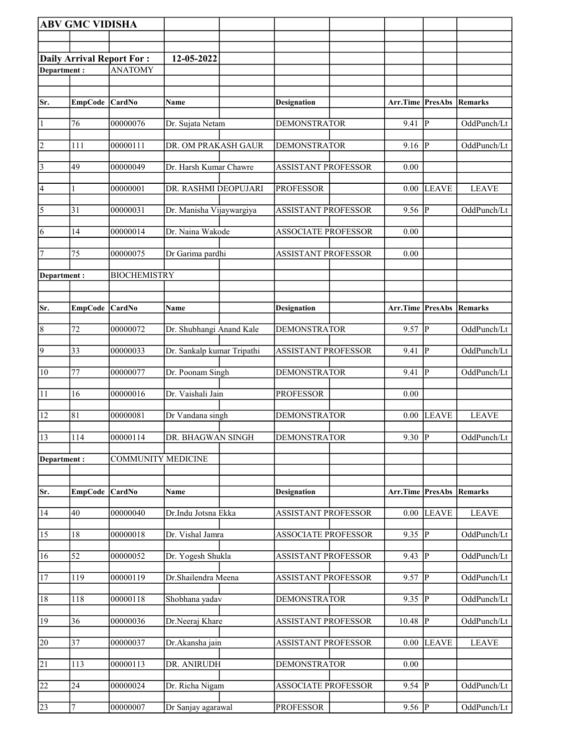**ABV GMC VIDISHA**

**Daily Arrival Report For :** **12-05-2022**

**Department :** ANATOMY

| Sr. | EmpCode | CardNo | Name | Designation | Arr.Time | PresAbs | Remarks |
|---|---|---|---|---|---|---|---|
| 1 | 76 | 00000076 | Dr. Sujata Netam | DEMONSTRATOR | 9.41 | P | OddPunch/Lt |
| 2 | 111 | 00000111 | DR. OM PRAKASH GAUR | DEMONSTRATOR | 9.16 | P | OddPunch/Lt |
| 3 | 49 | 00000049 | Dr. Harsh Kumar Chawre | ASSISTANT PROFESSOR | 0.00 | | |
| 4 | 1 | 00000001 | DR. RASHMI DEOPUJARI | PROFESSOR | 0.00 | LEAVE | LEAVE |
| 5 | 31 | 00000031 | Dr. Manisha Vijaywargiya | ASSISTANT PROFESSOR | 9.56 | P | OddPunch/Lt |
| 6 | 14 | 00000014 | Dr. Naina Wakode | ASSOCIATE PROFESSOR | 0.00 | | |
| 7 | 75 | 00000075 | Dr Garima pardhi | ASSISTANT PROFESSOR | 0.00 | | |

**Department :** BIOCHEMISTRY

| Sr. | EmpCode | CardNo | Name | Designation | Arr.Time | PresAbs | Remarks |
|---|---|---|---|---|---|---|---|
| 8 | 72 | 00000072 | Dr. Shubhangi Anand Kale | DEMONSTRATOR | 9.57 | P | OddPunch/Lt |
| 9 | 33 | 00000033 | Dr. Sankalp kumar Tripathi | ASSISTANT PROFESSOR | 9.41 | P | OddPunch/Lt |
| 10 | 77 | 00000077 | Dr. Poonam Singh | DEMONSTRATOR | 9.41 | P | OddPunch/Lt |
| 11 | 16 | 00000016 | Dr. Vaishali Jain | PROFESSOR | 0.00 | | |
| 12 | 81 | 00000081 | Dr Vandana singh | DEMONSTRATOR | 0.00 | LEAVE | LEAVE |
| 13 | 114 | 00000114 | DR. BHAGWAN SINGH | DEMONSTRATOR | 9.30 | P | OddPunch/Lt |

**Department :** COMMUNITY MEDICINE

| Sr. | EmpCode | CardNo | Name | Designation | Arr.Time | PresAbs | Remarks |
|---|---|---|---|---|---|---|---|
| 14 | 40 | 00000040 | Dr.Indu Jotsna Ekka | ASSISTANT PROFESSOR | 0.00 | LEAVE | LEAVE |
| 15 | 18 | 00000018 | Dr. Vishal Jamra | ASSOCIATE PROFESSOR | 9.35 | P | OddPunch/Lt |
| 16 | 52 | 00000052 | Dr. Yogesh Shukla | ASSISTANT PROFESSOR | 9.43 | P | OddPunch/Lt |
| 17 | 119 | 00000119 | Dr.Shailendra Meena | ASSISTANT PROFESSOR | 9.57 | P | OddPunch/Lt |
| 18 | 118 | 00000118 | Shobhana yadav | DEMONSTRATOR | 9.35 | P | OddPunch/Lt |
| 19 | 36 | 00000036 | Dr.Neeraj Khare | ASSISTANT PROFESSOR | 10.48 | P | OddPunch/Lt |
| 20 | 37 | 00000037 | Dr.Akansha jain | ASSISTANT PROFESSOR | 0.00 | LEAVE | LEAVE |
| 21 | 113 | 00000113 | DR. ANIRUDH | DEMONSTRATOR | 0.00 | | |
| 22 | 24 | 00000024 | Dr. Richa Nigam | ASSOCIATE PROFESSOR | 9.54 | P | OddPunch/Lt |
| 23 | 7 | 00000007 | Dr Sanjay agarawal | PROFESSOR | 9.56 | P | OddPunch/Lt |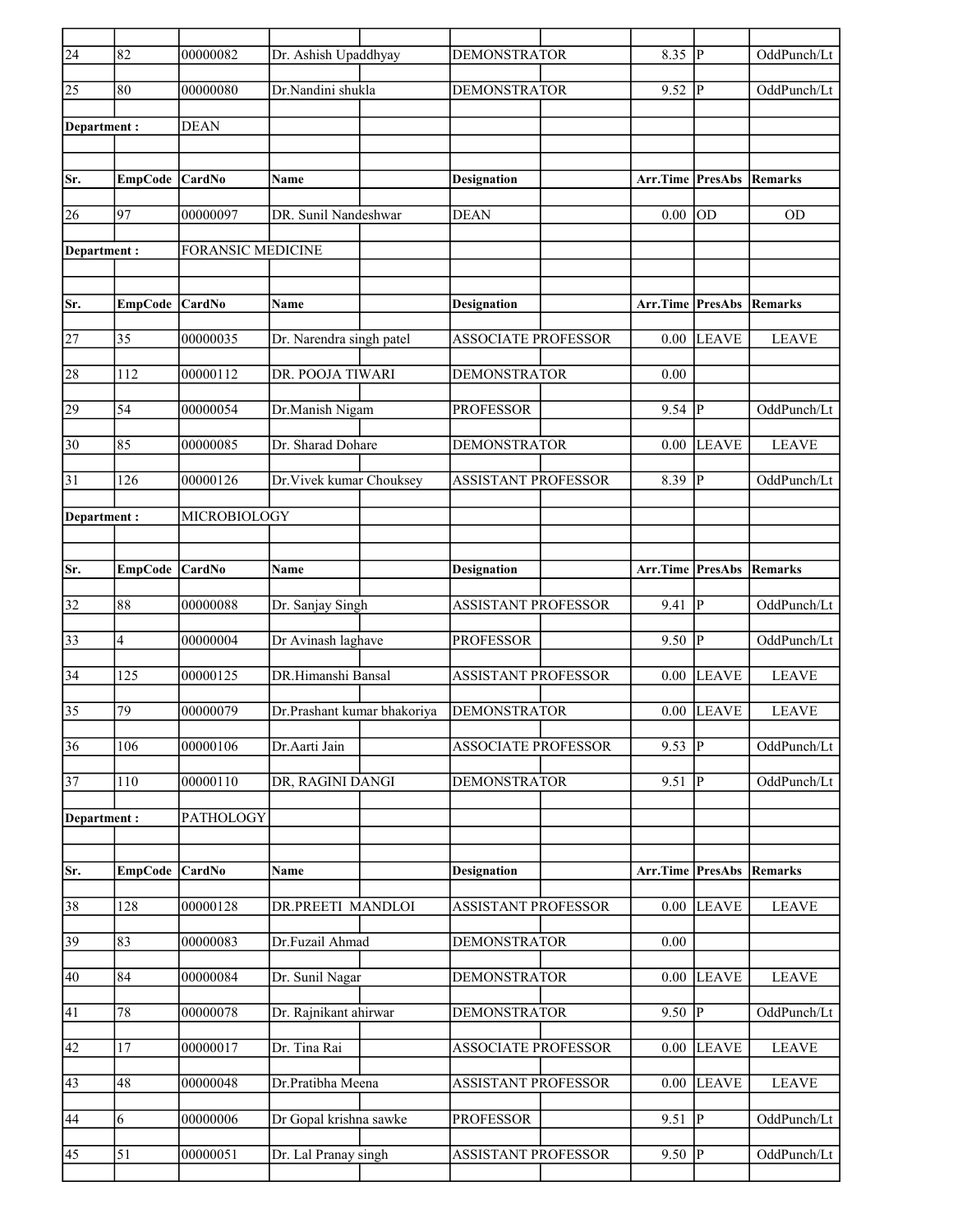| 24 | 82 | 00000082 | Dr. Ashish Upaddhyay | DEMONSTRATOR | 8.35 | P | OddPunch/Lt |
|---|---|---|---|---|---|---|---|
| 25 | 80 | 00000080 | Dr.Nandini shukla | DEMONSTRATOR | 9.52 | P | OddPunch/Lt |

**Department :** DEAN

| Sr. | EmpCode | CardNo | Name | Designation | Arr.Time | PresAbs | Remarks |
|---|---|---|---|---|---|---|---|
| 26 | 97 | 00000097 | DR. Sunil Nandeshwar | DEAN | 0.00 | OD | OD |

**Department :** FORANSIC MEDICINE

| Sr. | EmpCode | CardNo | Name | Designation | Arr.Time | PresAbs | Remarks |
|---|---|---|---|---|---|---|---|
| 27 | 35 | 00000035 | Dr. Narendra singh patel | ASSOCIATE PROFESSOR | 0.00 | LEAVE | LEAVE |
| 28 | 112 | 00000112 | DR. POOJA TIWARI | DEMONSTRATOR | 0.00 | | |
| 29 | 54 | 00000054 | Dr.Manish Nigam | PROFESSOR | 9.54 | P | OddPunch/Lt |
| 30 | 85 | 00000085 | Dr. Sharad Dohare | DEMONSTRATOR | 0.00 | LEAVE | LEAVE |
| 31 | 126 | 00000126 | Dr.Vivek kumar Chouksey | ASSISTANT PROFESSOR | 8.39 | P | OddPunch/Lt |

**Department :** MICROBIOLOGY

| Sr. | EmpCode | CardNo | Name | Designation | Arr.Time | PresAbs | Remarks |
|---|---|---|---|---|---|---|---|
| 32 | 88 | 00000088 | Dr. Sanjay Singh | ASSISTANT PROFESSOR | 9.41 | P | OddPunch/Lt |
| 33 | 4 | 00000004 | Dr Avinash laghave | PROFESSOR | 9.50 | P | OddPunch/Lt |
| 34 | 125 | 00000125 | DR.Himanshi Bansal | ASSISTANT PROFESSOR | 0.00 | LEAVE | LEAVE |
| 35 | 79 | 00000079 | Dr.Prashant kumar bhakoriya | DEMONSTRATOR | 0.00 | LEAVE | LEAVE |
| 36 | 106 | 00000106 | Dr.Aarti Jain | ASSOCIATE PROFESSOR | 9.53 | P | OddPunch/Lt |
| 37 | 110 | 00000110 | DR, RAGINI DANGI | DEMONSTRATOR | 9.51 | P | OddPunch/Lt |

**Department :** PATHOLOGY

| Sr. | EmpCode | CardNo | Name | Designation | Arr.Time | PresAbs | Remarks |
|---|---|---|---|---|---|---|---|
| 38 | 128 | 00000128 | DR.PREETI MANDLOI | ASSISTANT PROFESSOR | 0.00 | LEAVE | LEAVE |
| 39 | 83 | 00000083 | Dr.Fuzail Ahmad | DEMONSTRATOR | 0.00 | | |
| 40 | 84 | 00000084 | Dr. Sunil Nagar | DEMONSTRATOR | 0.00 | LEAVE | LEAVE |
| 41 | 78 | 00000078 | Dr. Rajnikant ahirwar | DEMONSTRATOR | 9.50 | P | OddPunch/Lt |
| 42 | 17 | 00000017 | Dr. Tina Rai | ASSOCIATE PROFESSOR | 0.00 | LEAVE | LEAVE |
| 43 | 48 | 00000048 | Dr.Pratibha Meena | ASSISTANT PROFESSOR | 0.00 | LEAVE | LEAVE |
| 44 | 6 | 00000006 | Dr Gopal krishna sawke | PROFESSOR | 9.51 | P | OddPunch/Lt |
| 45 | 51 | 00000051 | Dr. Lal Pranay singh | ASSISTANT PROFESSOR | 9.50 | P | OddPunch/Lt |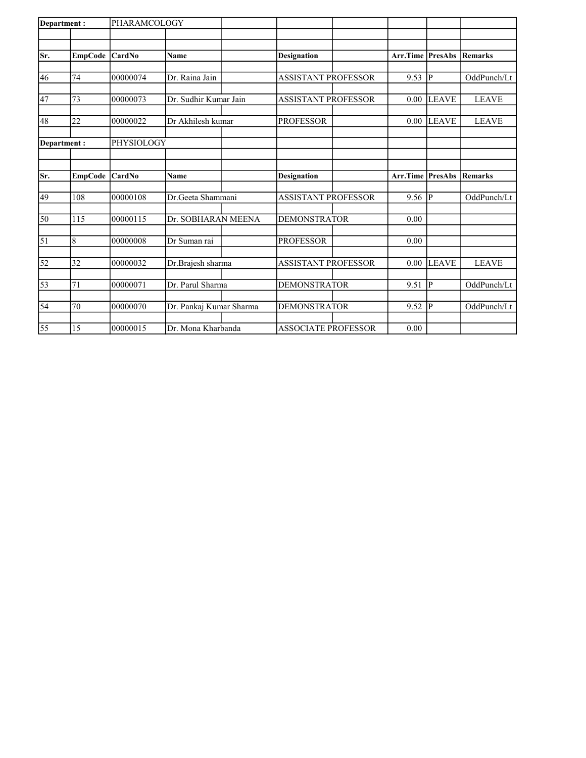| Department : | | PHARAMCOLOGY | | | | | | |
|---|---|---|---|---|---|---|---|---|
| Sr. | EmpCode | CardNo | Name | Designation | | Arr.Time | PresAbs | Remarks |
| 46 | 74 | 00000074 | Dr. Raina Jain | ASSISTANT PROFESSOR | | 9.53 | P | OddPunch/Lt |
| 47 | 73 | 00000073 | Dr. Sudhir Kumar Jain | ASSISTANT PROFESSOR | | 0.00 | LEAVE | LEAVE |
| 48 | 22 | 00000022 | Dr Akhilesh kumar | PROFESSOR | | 0.00 | LEAVE | LEAVE |

| Department : | | PHYSIOLOGY | | | | | | |
|---|---|---|---|---|---|---|---|---|
| Sr. | EmpCode | CardNo | Name | Designation | | Arr.Time | PresAbs | Remarks |
| 49 | 108 | 00000108 | Dr.Geeta Shammani | ASSISTANT PROFESSOR | | 9.56 | P | OddPunch/Lt |
| 50 | 115 | 00000115 | Dr. SOBHARAN MEENA | DEMONSTRATOR | | 0.00 | | |
| 51 | 8 | 00000008 | Dr Suman rai | PROFESSOR | | 0.00 | | |
| 52 | 32 | 00000032 | Dr.Brajesh sharma | ASSISTANT PROFESSOR | | 0.00 | LEAVE | LEAVE |
| 53 | 71 | 00000071 | Dr. Parul Sharma | DEMONSTRATOR | | 9.51 | P | OddPunch/Lt |
| 54 | 70 | 00000070 | Dr. Pankaj Kumar Sharma | DEMONSTRATOR | | 9.52 | P | OddPunch/Lt |
| 55 | 15 | 00000015 | Dr. Mona Kharbanda | ASSOCIATE PROFESSOR | | 0.00 | | |